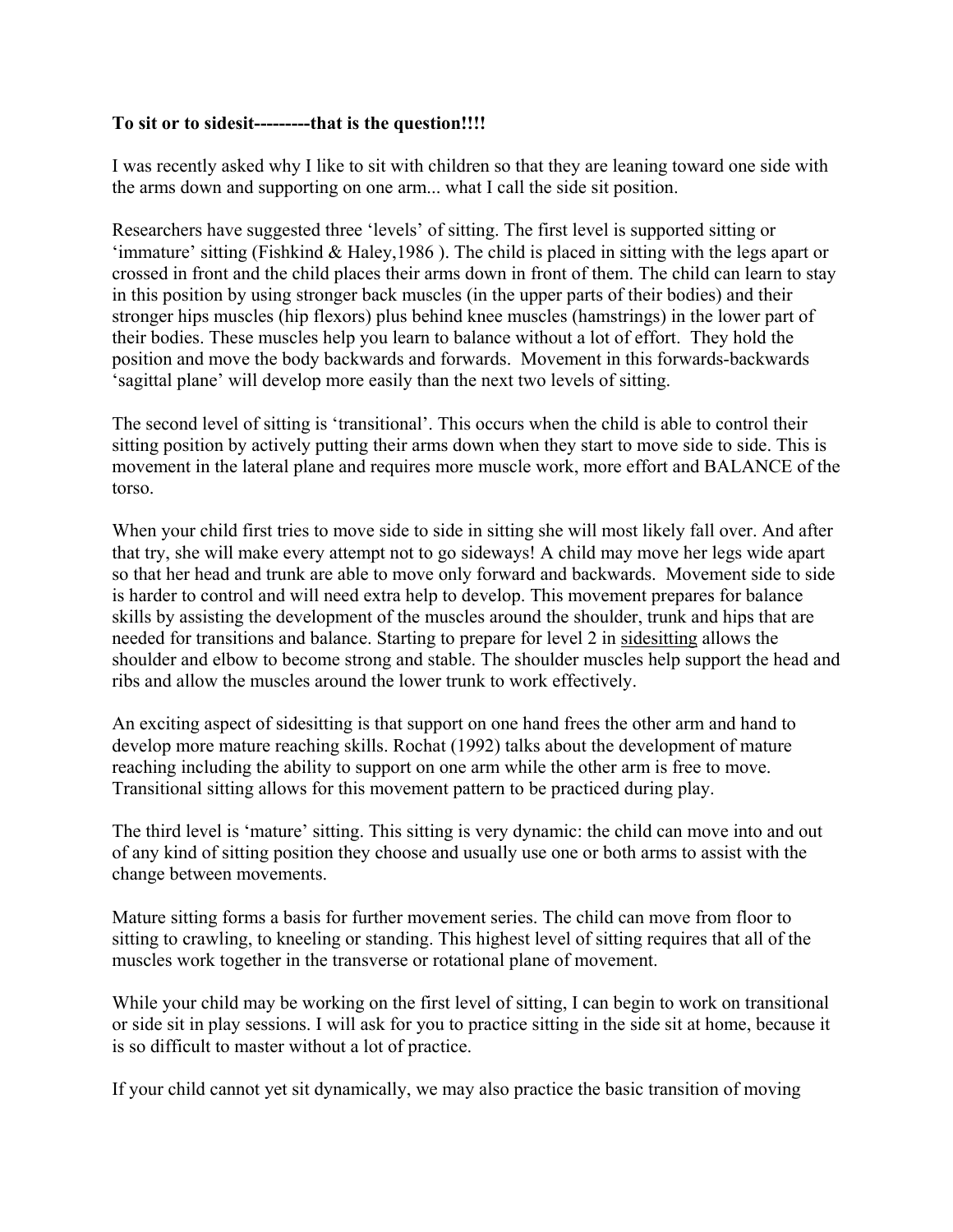**To sit or to sidesit---------that is the question!!!!**

I was recently asked why I like to sit with children so that they are leaning toward one side with the arms down and supporting on one arm... what I call the side sit position.

Researchers have suggested three 'levels' of sitting. The first level is supported sitting or 'immature' sitting (Fishkind & Haley,1986 ). The child is placed in sitting with the legs apart or crossed in front and the child places their arms down in front of them. The child can learn to stay in this position by using stronger back muscles (in the upper parts of their bodies) and their stronger hips muscles (hip flexors) plus behind knee muscles (hamstrings) in the lower part of their bodies. These muscles help you learn to balance without a lot of effort. They hold the position and move the body backwards and forwards. Movement in this forwards-backwards 'sagittal plane' will develop more easily than the next two levels of sitting.

The second level of sitting is 'transitional'. This occurs when the child is able to control their sitting position by actively putting their arms down when they start to move side to side. This is movement in the lateral plane and requires more muscle work, more effort and BALANCE of the torso.

When your child first tries to move side to side in sitting she will most likely fall over. And after that try, she will make every attempt not to go sideways! A child may move her legs wide apart so that her head and trunk are able to move only forward and backwards. Movement side to side is harder to control and will need extra help to develop. This movement prepares for balance skills by assisting the development of the muscles around the shoulder, trunk and hips that are needed for transitions and balance. Starting to prepare for level 2 in <u>sidesitting</u> allows the shoulder and elbow to become strong and stable. The shoulder muscles help support the head and ribs and allow the muscles around the lower trunk to work effectively.

An exciting aspect of sidesitting is that support on one hand frees the other arm and hand to develop more mature reaching skills. Rochat (1992) talks about the development of mature reaching including the ability to support on one arm while the other arm is free to move. Transitional sitting allows for this movement pattern to be practiced during play.

The third level is 'mature' sitting. This sitting is very dynamic: the child can move into and out of any kind of sitting position they choose and usually use one or both arms to assist with the change between movements.

Mature sitting forms a basis for further movement series. The child can move from floor to sitting to crawling, to kneeling or standing. This highest level of sitting requires that all of the muscles work together in the transverse or rotational plane of movement.

While your child may be working on the first level of sitting, I can begin to work on transitional or side sit in play sessions. I will ask for you to practice sitting in the side sit at home, because it is so difficult to master without a lot of practice.

If your child cannot yet sit dynamically, we may also practice the basic transition of moving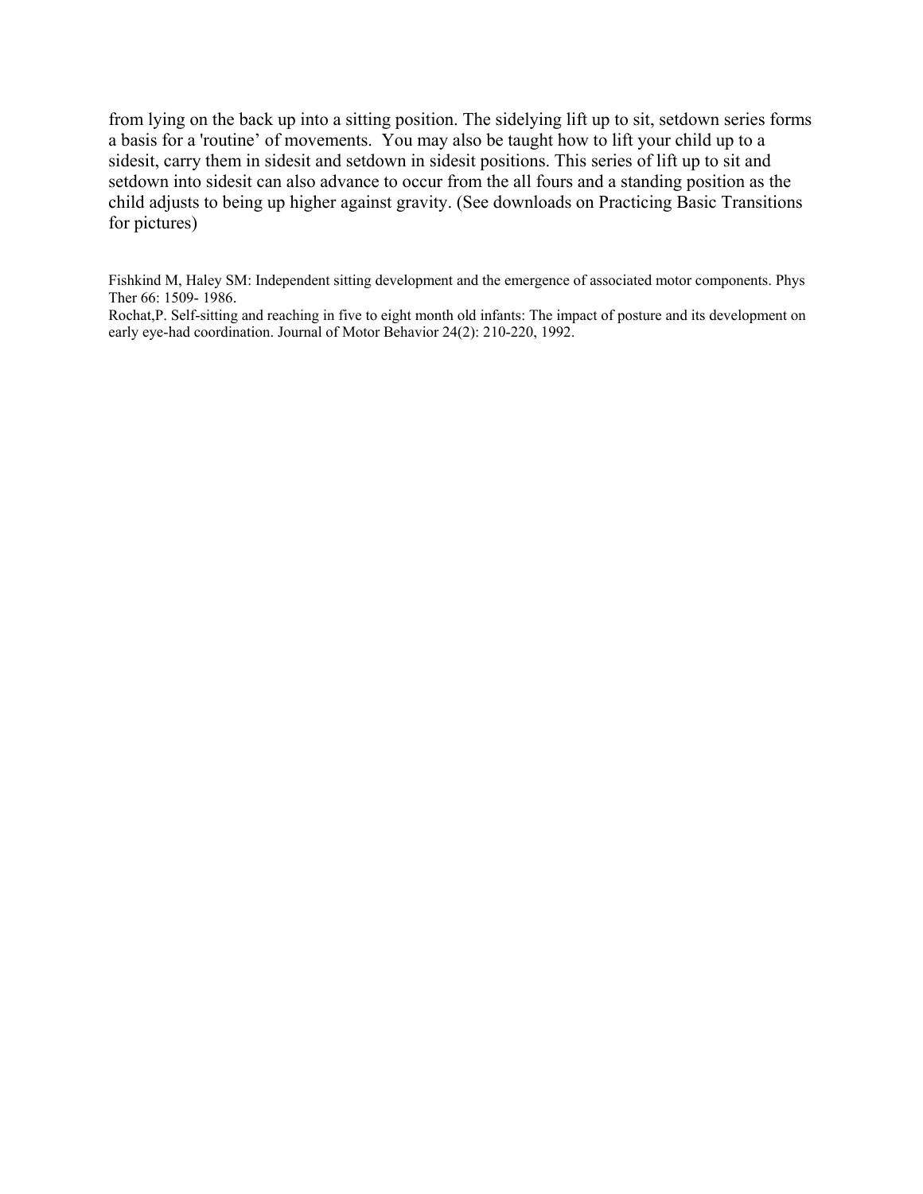from lying on the back up into a sitting position. The sidelying lift up to sit, setdown series forms a basis for a 'routine' of movements.  You may also be taught how to lift your child up to a sidesit, carry them in sidesit and setdown in sidesit positions. This series of lift up to sit and setdown into sidesit can also advance to occur from the all fours and a standing position as the child adjusts to being up higher against gravity. (See downloads on Practicing Basic Transitions for pictures)

Fishkind M, Haley SM: Independent sitting development and the emergence of associated motor components. Phys Ther 66: 1509- 1986.
Rochat,P. Self-sitting and reaching in five to eight month old infants: The impact of posture and its development on early eye-had coordination. Journal of Motor Behavior 24(2): 210-220, 1992.